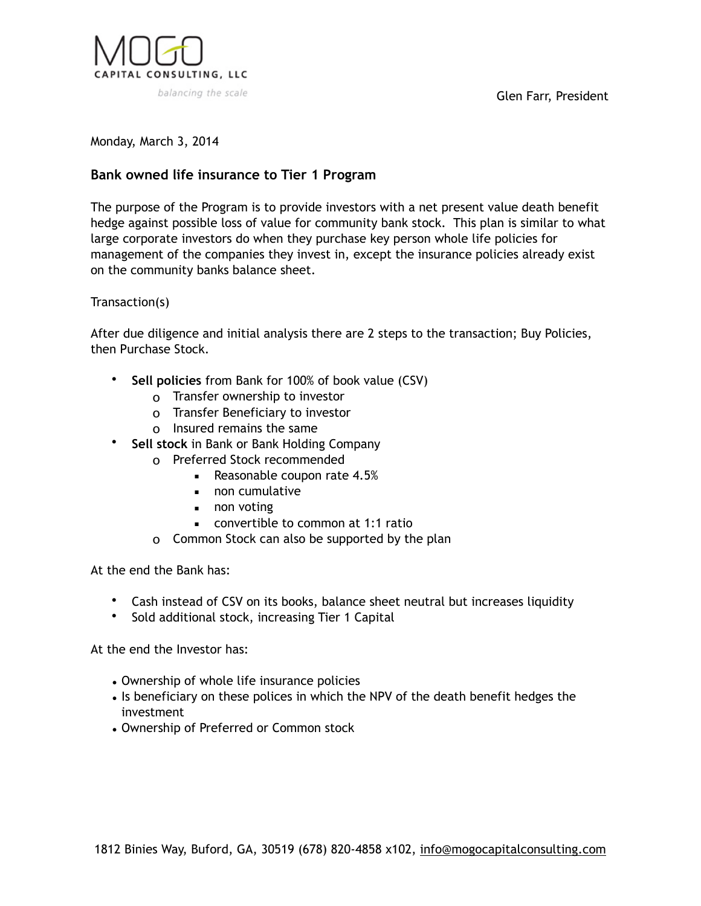MOGO
CAPITAL CONSULTING, LLC
*balancing the scale*

Glen Farr, President

Monday, March 3, 2014

## Bank owned life insurance to Tier 1 Program

The purpose of the Program is to provide investors with a net present value death benefit hedge against possible loss of value for community bank stock. This plan is similar to what large corporate investors do when they purchase key person whole life policies for management of the companies they invest in, except the insurance policies already exist on the community banks balance sheet.

Transaction(s)

After due diligence and initial analysis there are 2 steps to the transaction; Buy Policies, then Purchase Stock.

- **Sell policies** from Bank for 100% of book value (CSV)
  - Transfer ownership to investor
  - Transfer Beneficiary to investor
  - Insured remains the same
- **Sell stock** in Bank or Bank Holding Company
  - Preferred Stock recommended
    - Reasonable coupon rate 4.5%
    - non cumulative
    - non voting
    - convertible to common at 1:1 ratio
  - Common Stock can also be supported by the plan

At the end the Bank has:

- Cash instead of CSV on its books, balance sheet neutral but increases liquidity
- Sold additional stock, increasing Tier 1 Capital

At the end the Investor has:

- Ownership of whole life insurance policies
- Is beneficiary on these polices in which the NPV of the death benefit hedges the investment
- Ownership of Preferred or Common stock

1812 Binies Way, Buford, GA, 30519 (678) 820-4858 x102, info@mogocapitalconsulting.com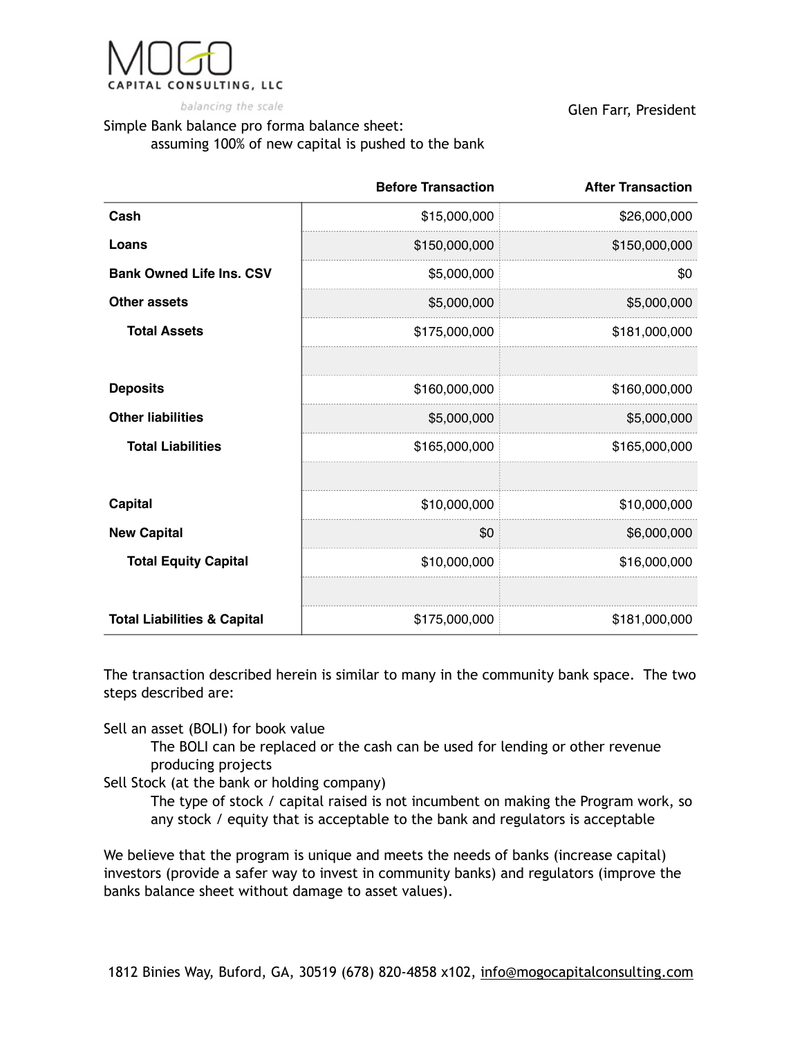MOGO CAPITAL CONSULTING, LLC

*balancing the scale*

Glen Farr, President

Simple Bank balance pro forma balance sheet:
assuming 100% of new capital is pushed to the bank

| | Before Transaction | After Transaction |
|---|---|---|
| **Cash** | $15,000,000 | $26,000,000 |
| **Loans** | $150,000,000 | $150,000,000 |
| **Bank Owned Life Ins. CSV** | $5,000,000 | $0 |
| **Other assets** | $5,000,000 | $5,000,000 |
| **Total Assets** | $175,000,000 | $181,000,000 |
| | | |
| **Deposits** | $160,000,000 | $160,000,000 |
| **Other liabilities** | $5,000,000 | $5,000,000 |
| **Total Liabilities** | $165,000,000 | $165,000,000 |
| | | |
| **Capital** | $10,000,000 | $10,000,000 |
| **New Capital** | $0 | $6,000,000 |
| **Total Equity Capital** | $10,000,000 | $16,000,000 |
| | | |
| **Total Liabilities & Capital** | $175,000,000 | $181,000,000 |

The transaction described herein is similar to many in the community bank space. The two steps described are:

Sell an asset (BOLI) for book value

The BOLI can be replaced or the cash can be used for lending or other revenue producing projects

Sell Stock (at the bank or holding company)

The type of stock / capital raised is not incumbent on making the Program work, so any stock / equity that is acceptable to the bank and regulators is acceptable

We believe that the program is unique and meets the needs of banks (increase capital) investors (provide a safer way to invest in community banks) and regulators (improve the banks balance sheet without damage to asset values).

1812 Binies Way, Buford, GA, 30519 (678) 820-4858 x102, info@mogocapitalconsulting.com